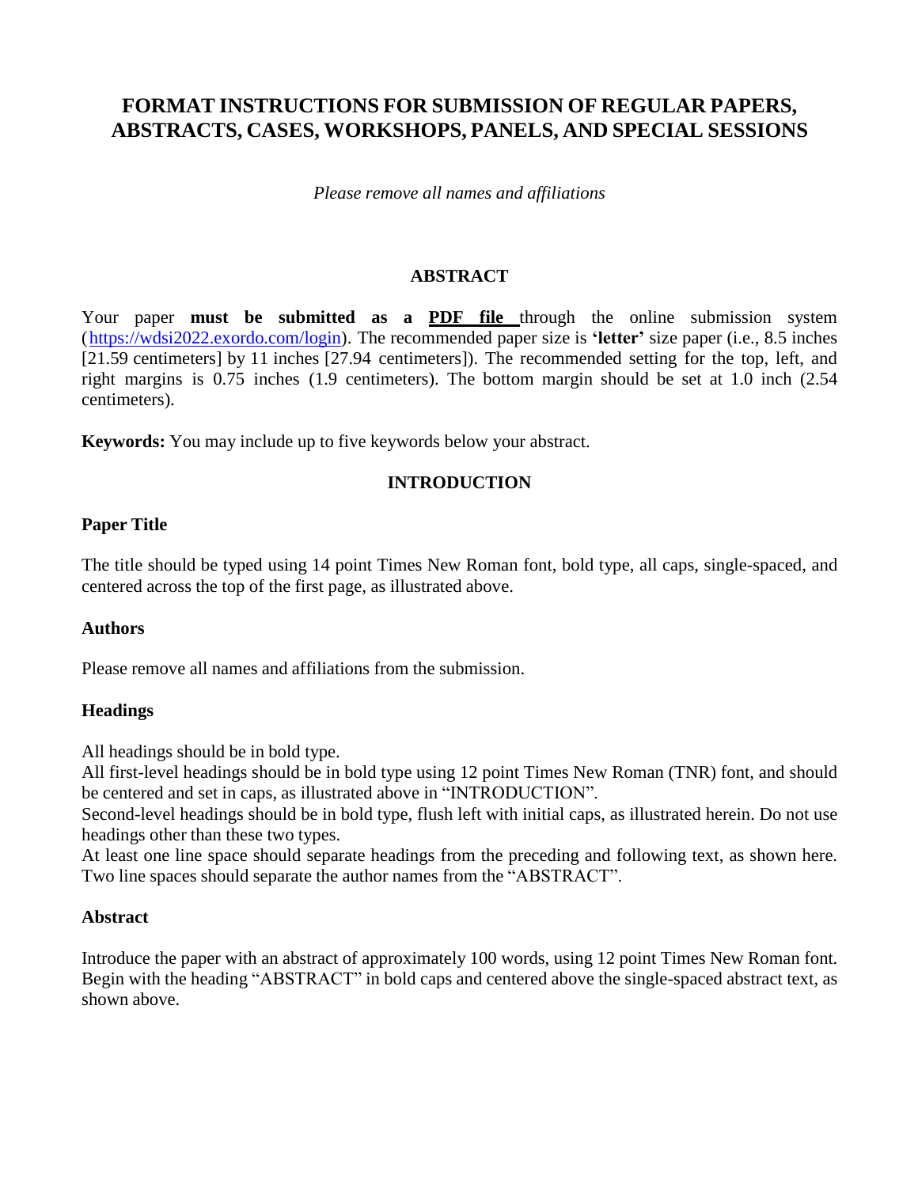# FORMAT INSTRUCTIONS FOR SUBMISSION OF REGULAR PAPERS, ABSTRACTS, CASES, WORKSHOPS, PANELS, AND SPECIAL SESSIONS

*Please remove all names and affiliations*

## ABSTRACT

Your paper **must be submitted as a PDF file** through the online submission system (https://wdsi2022.exordo.com/login). The recommended paper size is **'letter'** size paper (i.e., 8.5 inches [21.59 centimeters] by 11 inches [27.94 centimeters]). The recommended setting for the top, left, and right margins is 0.75 inches (1.9 centimeters). The bottom margin should be set at 1.0 inch (2.54 centimeters).

**Keywords:** You may include up to five keywords below your abstract.

## INTRODUCTION

### Paper Title

The title should be typed using 14 point Times New Roman font, bold type, all caps, single-spaced, and centered across the top of the first page, as illustrated above.

### Authors

Please remove all names and affiliations from the submission.

### Headings

All headings should be in bold type.
All first-level headings should be in bold type using 12 point Times New Roman (TNR) font, and should be centered and set in caps, as illustrated above in "INTRODUCTION".
Second-level headings should be in bold type, flush left with initial caps, as illustrated herein. Do not use headings other than these two types.
At least one line space should separate headings from the preceding and following text, as shown here. Two line spaces should separate the author names from the "ABSTRACT".

### Abstract

Introduce the paper with an abstract of approximately 100 words, using 12 point Times New Roman font. Begin with the heading "ABSTRACT" in bold caps and centered above the single-spaced abstract text, as shown above.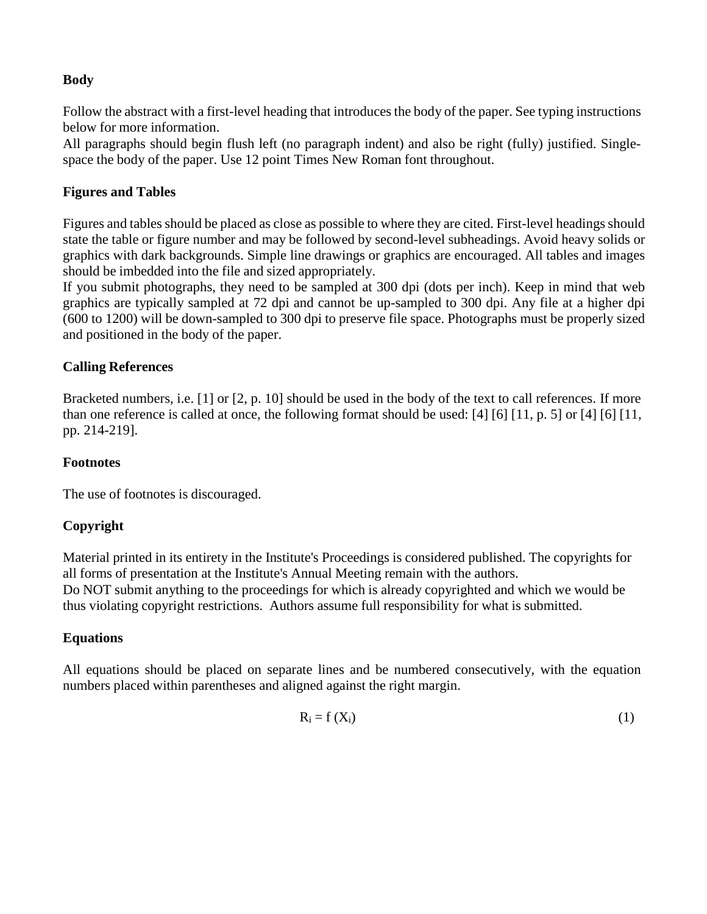**Body**

Follow the abstract with a first-level heading that introduces the body of the paper. See typing instructions below for more information.
All paragraphs should begin flush left (no paragraph indent) and also be right (fully) justified. Single-space the body of the paper. Use 12 point Times New Roman font throughout.

**Figures and Tables**

Figures and tables should be placed as close as possible to where they are cited. First-level headings should state the table or figure number and may be followed by second-level subheadings. Avoid heavy solids or graphics with dark backgrounds. Simple line drawings or graphics are encouraged. All tables and images should be imbedded into the file and sized appropriately.
If you submit photographs, they need to be sampled at 300 dpi (dots per inch). Keep in mind that web graphics are typically sampled at 72 dpi and cannot be up-sampled to 300 dpi. Any file at a higher dpi (600 to 1200) will be down-sampled to 300 dpi to preserve file space. Photographs must be properly sized and positioned in the body of the paper.

**Calling References**

Bracketed numbers, i.e. [1] or [2, p. 10] should be used in the body of the text to call references. If more than one reference is called at once, the following format should be used: [4] [6] [11, p. 5] or [4] [6] [11, pp. 214-219].

**Footnotes**

The use of footnotes is discouraged.

**Copyright**

Material printed in its entirety in the Institute's Proceedings is considered published. The copyrights for all forms of presentation at the Institute's Annual Meeting remain with the authors.
Do NOT submit anything to the proceedings for which is already copyrighted and which we would be thus violating copyright restrictions. Authors assume full responsibility for what is submitted.

**Equations**

All equations should be placed on separate lines and be numbered consecutively, with the equation numbers placed within parentheses and aligned against the right margin.

$$R_i = f\,(X_i) \tag{1}$$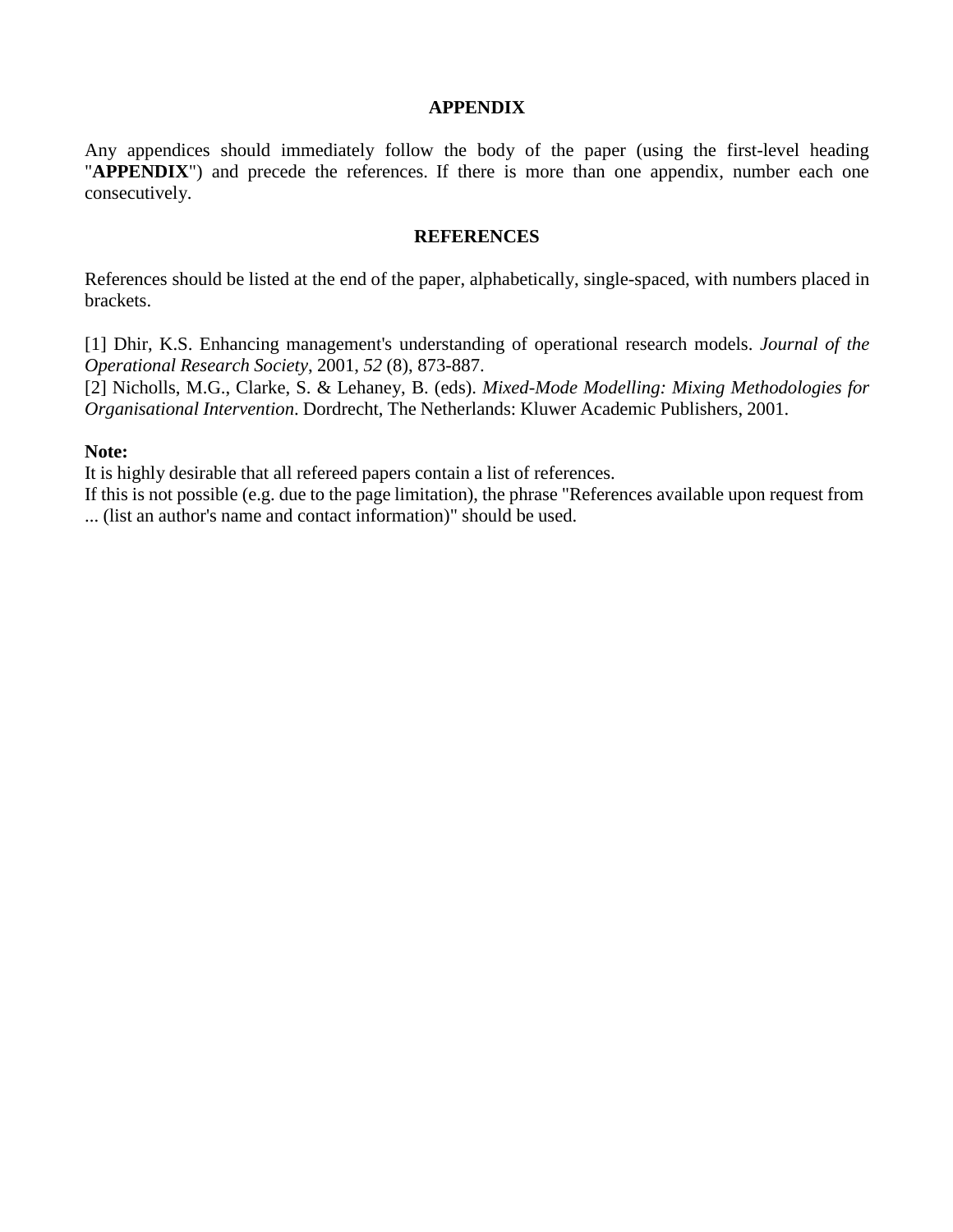## APPENDIX

Any appendices should immediately follow the body of the paper (using the first-level heading "**APPENDIX**") and precede the references. If there is more than one appendix, number each one consecutively.

## REFERENCES

References should be listed at the end of the paper, alphabetically, single-spaced, with numbers placed in brackets.

[1] Dhir, K.S. Enhancing management's understanding of operational research models. *Journal of the Operational Research Society*, 2001, *52* (8), 873-887.
[2] Nicholls, M.G., Clarke, S. & Lehaney, B. (eds). *Mixed-Mode Modelling: Mixing Methodologies for Organisational Intervention*. Dordrecht, The Netherlands: Kluwer Academic Publishers, 2001.

**Note:**
It is highly desirable that all refereed papers contain a list of references.
If this is not possible (e.g. due to the page limitation), the phrase "References available upon request from ... (list an author's name and contact information)" should be used.